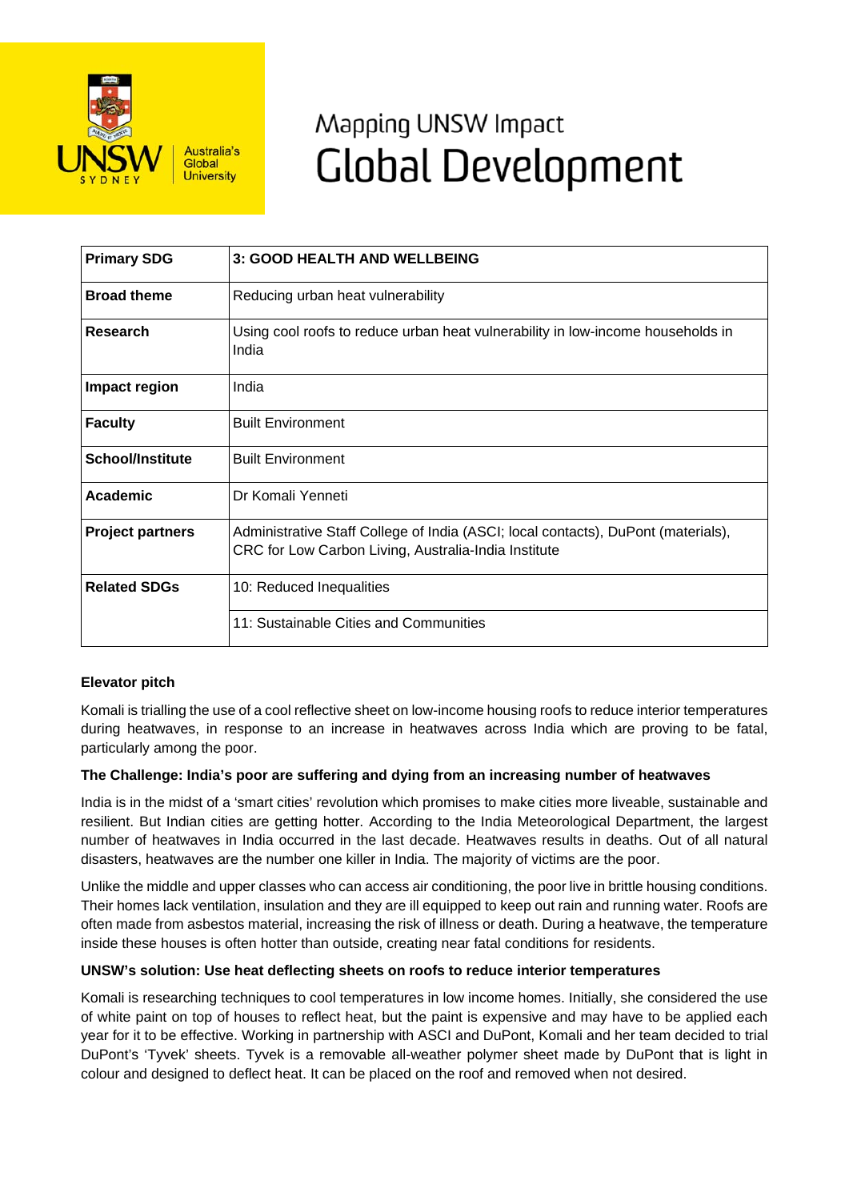# Mapping UNSW Impact
# Global Development

| Primary SDG | 3: GOOD HEALTH AND WELLBEING |
|---|---|
| Broad theme | Reducing urban heat vulnerability |
| Research | Using cool roofs to reduce urban heat vulnerability in low-income households in India |
| Impact region | India |
| Faculty | Built Environment |
| School/Institute | Built Environment |
| Academic | Dr Komali Yenneti |
| Project partners | Administrative Staff College of India (ASCI; local contacts), DuPont (materials), CRC for Low Carbon Living, Australia-India Institute |
| Related SDGs | 10: Reduced Inequalities |
| | 11: Sustainable Cities and Communities |

**Elevator pitch**

Komali is trialling the use of a cool reflective sheet on low-income housing roofs to reduce interior temperatures during heatwaves, in response to an increase in heatwaves across India which are proving to be fatal, particularly among the poor.

**The Challenge: India's poor are suffering and dying from an increasing number of heatwaves**

India is in the midst of a 'smart cities' revolution which promises to make cities more liveable, sustainable and resilient. But Indian cities are getting hotter. According to the India Meteorological Department, the largest number of heatwaves in India occurred in the last decade. Heatwaves results in deaths. Out of all natural disasters, heatwaves are the number one killer in India. The majority of victims are the poor.

Unlike the middle and upper classes who can access air conditioning, the poor live in brittle housing conditions. Their homes lack ventilation, insulation and they are ill equipped to keep out rain and running water. Roofs are often made from asbestos material, increasing the risk of illness or death. During a heatwave, the temperature inside these houses is often hotter than outside, creating near fatal conditions for residents.

**UNSW's solution: Use heat deflecting sheets on roofs to reduce interior temperatures**

Komali is researching techniques to cool temperatures in low income homes. Initially, she considered the use of white paint on top of houses to reflect heat, but the paint is expensive and may have to be applied each year for it to be effective. Working in partnership with ASCI and DuPont, Komali and her team decided to trial DuPont's 'Tyvek' sheets. Tyvek is a removable all-weather polymer sheet made by DuPont that is light in colour and designed to deflect heat. It can be placed on the roof and removed when not desired.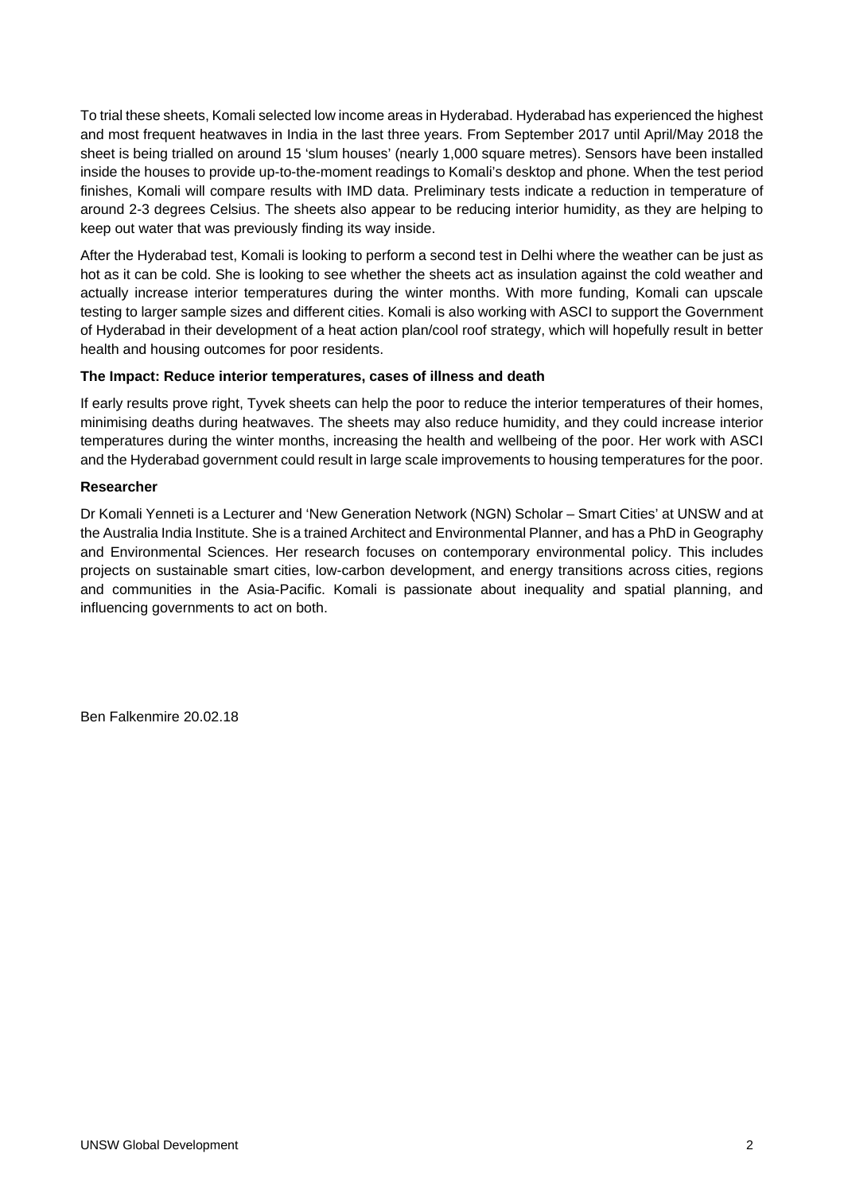To trial these sheets, Komali selected low income areas in Hyderabad. Hyderabad has experienced the highest and most frequent heatwaves in India in the last three years. From September 2017 until April/May 2018 the sheet is being trialled on around 15 'slum houses' (nearly 1,000 square metres). Sensors have been installed inside the houses to provide up-to-the-moment readings to Komali's desktop and phone. When the test period finishes, Komali will compare results with IMD data. Preliminary tests indicate a reduction in temperature of around 2-3 degrees Celsius. The sheets also appear to be reducing interior humidity, as they are helping to keep out water that was previously finding its way inside.

After the Hyderabad test, Komali is looking to perform a second test in Delhi where the weather can be just as hot as it can be cold. She is looking to see whether the sheets act as insulation against the cold weather and actually increase interior temperatures during the winter months. With more funding, Komali can upscale testing to larger sample sizes and different cities. Komali is also working with ASCI to support the Government of Hyderabad in their development of a heat action plan/cool roof strategy, which will hopefully result in better health and housing outcomes for poor residents.

**The Impact: Reduce interior temperatures, cases of illness and death**

If early results prove right, Tyvek sheets can help the poor to reduce the interior temperatures of their homes, minimising deaths during heatwaves. The sheets may also reduce humidity, and they could increase interior temperatures during the winter months, increasing the health and wellbeing of the poor. Her work with ASCI and the Hyderabad government could result in large scale improvements to housing temperatures for the poor.

**Researcher**

Dr Komali Yenneti is a Lecturer and 'New Generation Network (NGN) Scholar – Smart Cities' at UNSW and at the Australia India Institute. She is a trained Architect and Environmental Planner, and has a PhD in Geography and Environmental Sciences. Her research focuses on contemporary environmental policy. This includes projects on sustainable smart cities, low-carbon development, and energy transitions across cities, regions and communities in the Asia-Pacific. Komali is passionate about inequality and spatial planning, and influencing governments to act on both.

Ben Falkenmire 20.02.18